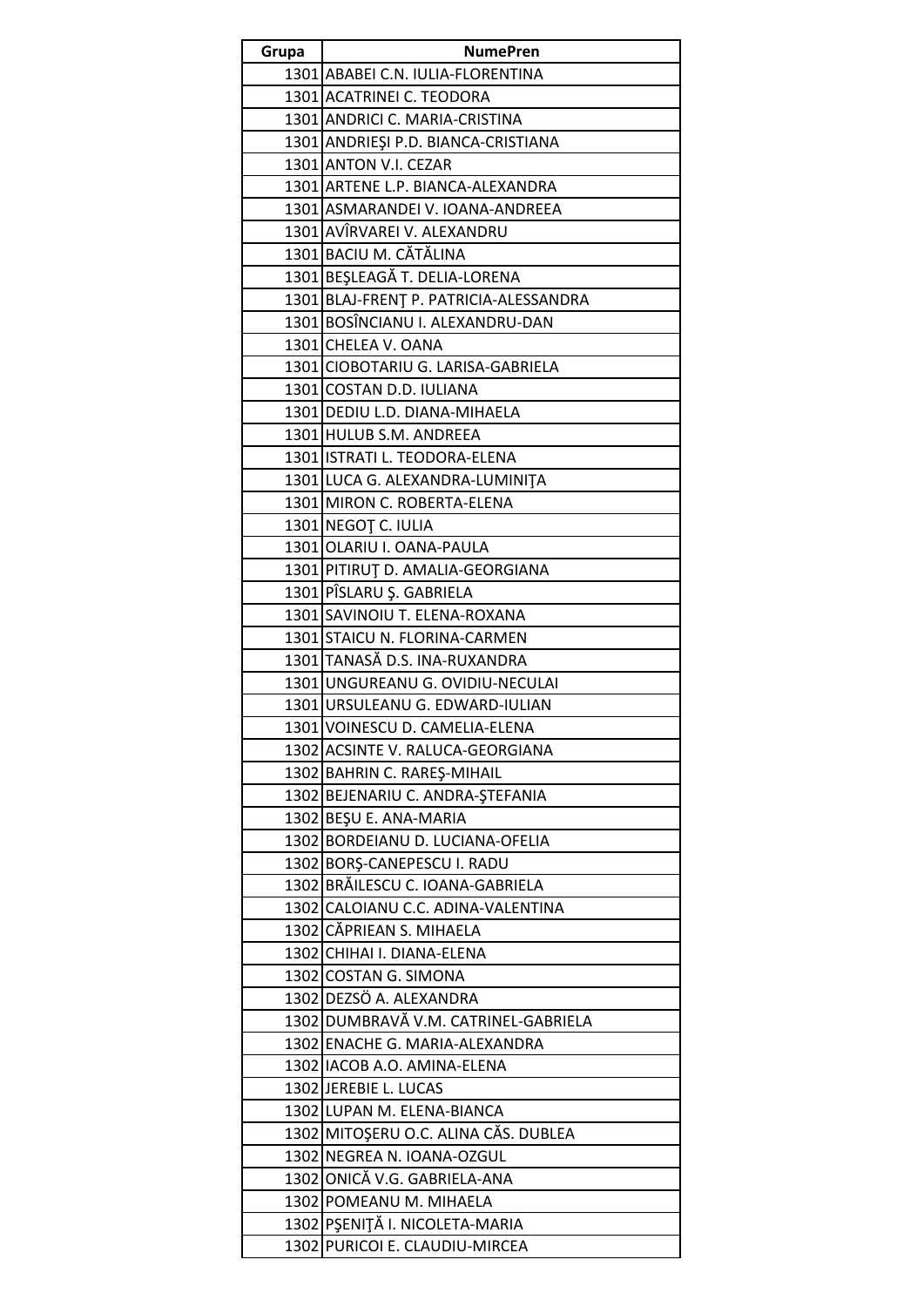| Grupa | NumePren |
|---|---|
| 1301 | ABABEI C.N. IULIA-FLORENTINA |
| 1301 | ACATRINEI C. TEODORA |
| 1301 | ANDRICI C. MARIA-CRISTINA |
| 1301 | ANDRIEŞI P.D. BIANCA-CRISTIANA |
| 1301 | ANTON V.I. CEZAR |
| 1301 | ARTENE L.P. BIANCA-ALEXANDRA |
| 1301 | ASMARANDEI V. IOANA-ANDREEA |
| 1301 | AVÎRVAREI V. ALEXANDRU |
| 1301 | BACIU M. CĂTĂLINA |
| 1301 | BEŞLEAGĂ T. DELIA-LORENA |
| 1301 | BLAJ-FRENŢ P. PATRICIA-ALESSANDRA |
| 1301 | BOSÎNCIANU I. ALEXANDRU-DAN |
| 1301 | CHELEA V. OANA |
| 1301 | CIOBOTARIU G. LARISA-GABRIELA |
| 1301 | COSTAN D.D. IULIANA |
| 1301 | DEDIU L.D. DIANA-MIHAELA |
| 1301 | HULUB S.M. ANDREEA |
| 1301 | ISTRATI L. TEODORA-ELENA |
| 1301 | LUCA G. ALEXANDRA-LUMINIŢA |
| 1301 | MIRON C. ROBERTA-ELENA |
| 1301 | NEGOŢ C. IULIA |
| 1301 | OLARIU I. OANA-PAULA |
| 1301 | PITIRUŢ D. AMALIA-GEORGIANA |
| 1301 | PÎSLARU Ş. GABRIELA |
| 1301 | SAVINOIU T. ELENA-ROXANA |
| 1301 | STAICU N. FLORINA-CARMEN |
| 1301 | TANASĂ D.S. INA-RUXANDRA |
| 1301 | UNGUREANU G. OVIDIU-NECULAI |
| 1301 | URSULEANU G. EDWARD-IULIAN |
| 1301 | VOINESCU D. CAMELIA-ELENA |
| 1302 | ACSINTE V. RALUCA-GEORGIANA |
| 1302 | BAHRIN C. RAREŞ-MIHAIL |
| 1302 | BEJENARIU C. ANDRA-ŞTEFANIA |
| 1302 | BEŞU E. ANA-MARIA |
| 1302 | BORDEIANU D. LUCIANA-OFELIA |
| 1302 | BORŞ-CANEPESCU I. RADU |
| 1302 | BRĂILESCU C. IOANA-GABRIELA |
| 1302 | CALOIANU C.C. ADINA-VALENTINA |
| 1302 | CĂPRIEAN S. MIHAELA |
| 1302 | CHIHAI I. DIANA-ELENA |
| 1302 | COSTAN G. SIMONA |
| 1302 | DEZSÖ A. ALEXANDRA |
| 1302 | DUMBRAVĂ V.M. CATRINEL-GABRIELA |
| 1302 | ENACHE G. MARIA-ALEXANDRA |
| 1302 | IACOB A.O. AMINA-ELENA |
| 1302 | JEREBIE L. LUCAS |
| 1302 | LUPAN M. ELENA-BIANCA |
| 1302 | MITOŞERU O.C. ALINA CĂS. DUBLEA |
| 1302 | NEGREA N. IOANA-OZGUL |
| 1302 | ONICĂ V.G. GABRIELA-ANA |
| 1302 | POMEANU M. MIHAELA |
| 1302 | PŞENIŢĂ I. NICOLETA-MARIA |
| 1302 | PURICOI E. CLAUDIU-MIRCEA |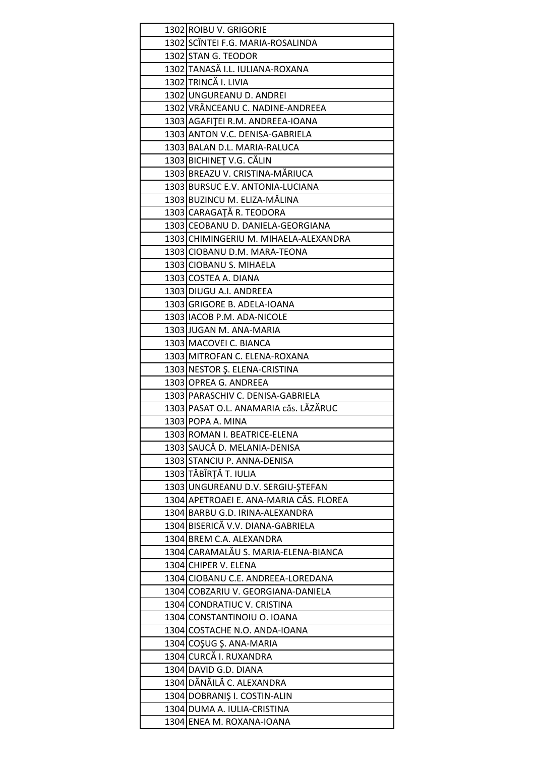| | |
|---|---|
| 1302 | ROIBU V. GRIGORIE |
| 1302 | SCÎNTEI F.G. MARIA-ROSALINDA |
| 1302 | STAN G. TEODOR |
| 1302 | TANASĂ I.L. IULIANA-ROXANA |
| 1302 | TRINCĂ I. LIVIA |
| 1302 | UNGUREANU D. ANDREI |
| 1302 | VRÂNCEANU C. NADINE-ANDREEA |
| 1303 | AGAFIŢEI R.M. ANDREEA-IOANA |
| 1303 | ANTON V.C. DENISA-GABRIELA |
| 1303 | BALAN D.L. MARIA-RALUCA |
| 1303 | BICHINEŢ V.G. CĂLIN |
| 1303 | BREAZU V. CRISTINA-MĂRIUCA |
| 1303 | BURSUC E.V. ANTONIA-LUCIANA |
| 1303 | BUZINCU M. ELIZA-MĂLINA |
| 1303 | CARAGAŢĂ R. TEODORA |
| 1303 | CEOBANU D. DANIELA-GEORGIANA |
| 1303 | CHIMINGERIU M. MIHAELA-ALEXANDRA |
| 1303 | CIOBANU D.M. MARA-TEONA |
| 1303 | CIOBANU S. MIHAELA |
| 1303 | COSTEA A. DIANA |
| 1303 | DIUGU A.I. ANDREEA |
| 1303 | GRIGORE B. ADELA-IOANA |
| 1303 | IACOB P.M. ADA-NICOLE |
| 1303 | JUGAN M. ANA-MARIA |
| 1303 | MACOVEI C. BIANCA |
| 1303 | MITROFAN C. ELENA-ROXANA |
| 1303 | NESTOR Ş. ELENA-CRISTINA |
| 1303 | OPREA G. ANDREEA |
| 1303 | PARASCHIV C. DENISA-GABRIELA |
| 1303 | PASAT O.L. ANAMARIA căs. LĂZĂRUC |
| 1303 | POPA A. MINA |
| 1303 | ROMAN I. BEATRICE-ELENA |
| 1303 | SAUCĂ D. MELANIA-DENISA |
| 1303 | STANCIU P. ANNA-DENISA |
| 1303 | TĂBÎRŢĂ T. IULIA |
| 1303 | UNGUREANU D.V. SERGIU-ŞTEFAN |
| 1304 | APETROAEI E. ANA-MARIA CĂS. FLOREA |
| 1304 | BARBU G.D. IRINA-ALEXANDRA |
| 1304 | BISERICĂ V.V. DIANA-GABRIELA |
| 1304 | BREM C.A. ALEXANDRA |
| 1304 | CARAMALĂU S. MARIA-ELENA-BIANCA |
| 1304 | CHIPER V. ELENA |
| 1304 | CIOBANU C.E. ANDREEA-LOREDANA |
| 1304 | COBZARIU V. GEORGIANA-DANIELA |
| 1304 | CONDRATIUC V. CRISTINA |
| 1304 | CONSTANTINOIU O. IOANA |
| 1304 | COSTACHE N.O. ANDA-IOANA |
| 1304 | COŞUG Ş. ANA-MARIA |
| 1304 | CURCĂ I. RUXANDRA |
| 1304 | DAVID G.D. DIANA |
| 1304 | DĂNĂILĂ C. ALEXANDRA |
| 1304 | DOBRANIŞ I. COSTIN-ALIN |
| 1304 | DUMA A. IULIA-CRISTINA |
| 1304 | ENEA M. ROXANA-IOANA |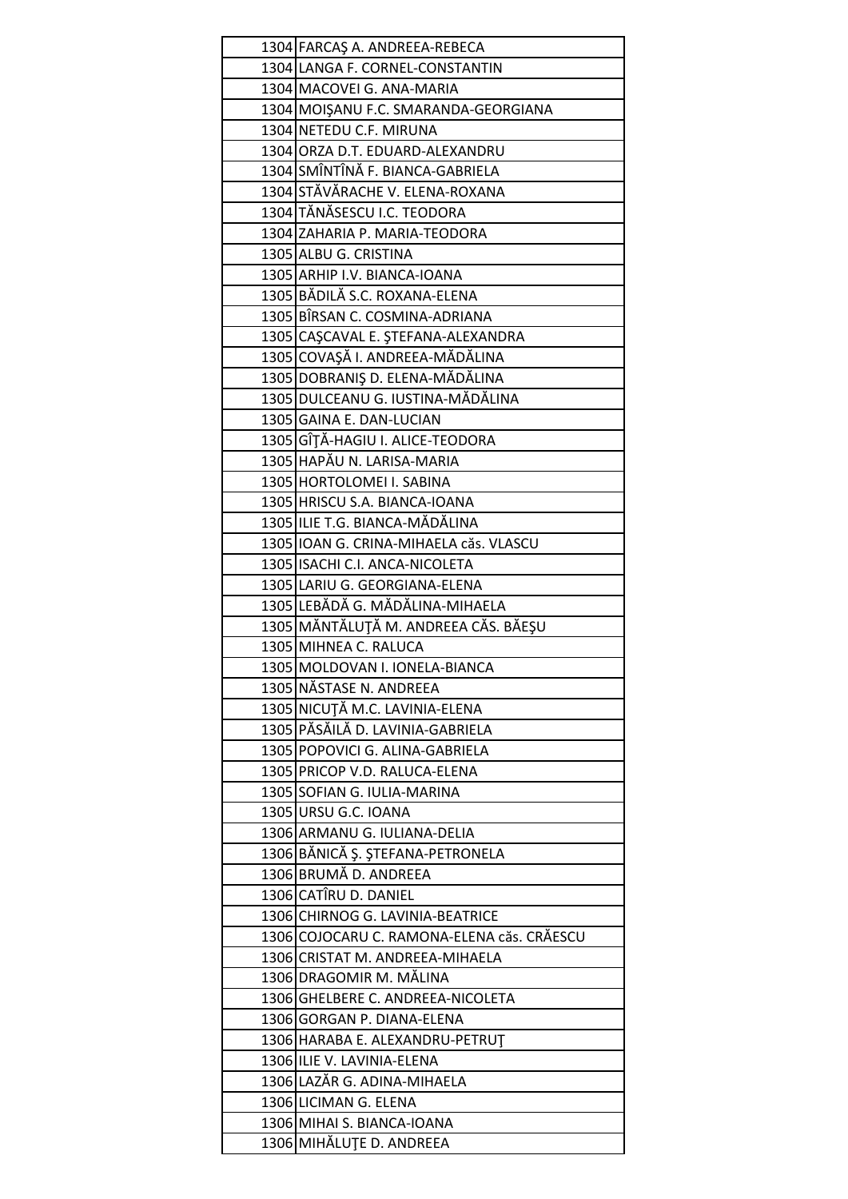| | |
|---|---|
| 1304 | FARCAŞ A. ANDREEA-REBECA |
| 1304 | LANGA F. CORNEL-CONSTANTIN |
| 1304 | MACOVEI G. ANA-MARIA |
| 1304 | MOIŞANU F.C. SMARANDA-GEORGIANA |
| 1304 | NETEDU C.F. MIRUNA |
| 1304 | ORZA D.T. EDUARD-ALEXANDRU |
| 1304 | SMÎNTÎNĂ F. BIANCA-GABRIELA |
| 1304 | STĂVĂRACHE V. ELENA-ROXANA |
| 1304 | TĂNĂSESCU I.C. TEODORA |
| 1304 | ZAHARIA P. MARIA-TEODORA |
| 1305 | ALBU G. CRISTINA |
| 1305 | ARHIP I.V. BIANCA-IOANA |
| 1305 | BĂDILĂ S.C. ROXANA-ELENA |
| 1305 | BÎRSAN C. COSMINA-ADRIANA |
| 1305 | CAŞCAVAL E. ŞTEFANA-ALEXANDRA |
| 1305 | COVAŞĂ I. ANDREEA-MĂDĂLINA |
| 1305 | DOBRANIŞ D. ELENA-MĂDĂLINA |
| 1305 | DULCEANU G. IUSTINA-MĂDĂLINA |
| 1305 | GAINA E. DAN-LUCIAN |
| 1305 | GÎŢĂ-HAGIU I. ALICE-TEODORA |
| 1305 | HAPĂU N. LARISA-MARIA |
| 1305 | HORTOLOMEI I. SABINA |
| 1305 | HRISCU S.A. BIANCA-IOANA |
| 1305 | ILIE T.G. BIANCA-MĂDĂLINA |
| 1305 | IOAN G. CRINA-MIHAELA căs. VLASCU |
| 1305 | ISACHI C.I. ANCA-NICOLETA |
| 1305 | LARIU G. GEORGIANA-ELENA |
| 1305 | LEBĂDĂ G. MĂDĂLINA-MIHAELA |
| 1305 | MĂNTĂLUŢĂ M. ANDREEA CĂS. BĂEŞU |
| 1305 | MIHNEA C. RALUCA |
| 1305 | MOLDOVAN I. IONELA-BIANCA |
| 1305 | NĂSTASE N. ANDREEA |
| 1305 | NICUŢĂ M.C. LAVINIA-ELENA |
| 1305 | PĂSĂILĂ D. LAVINIA-GABRIELA |
| 1305 | POPOVICI G. ALINA-GABRIELA |
| 1305 | PRICOP V.D. RALUCA-ELENA |
| 1305 | SOFIAN G. IULIA-MARINA |
| 1305 | URSU G.C. IOANA |
| 1306 | ARMANU G. IULIANA-DELIA |
| 1306 | BĂNICĂ Ş. ŞTEFANA-PETRONELA |
| 1306 | BRUMĂ D. ANDREEA |
| 1306 | CATÎRU D. DANIEL |
| 1306 | CHIRNOG G. LAVINIA-BEATRICE |
| 1306 | COJOCARU C. RAMONA-ELENA căs. CRĂESCU |
| 1306 | CRISTAT M. ANDREEA-MIHAELA |
| 1306 | DRAGOMIR M. MĂLINA |
| 1306 | GHELBERE C. ANDREEA-NICOLETA |
| 1306 | GORGAN P. DIANA-ELENA |
| 1306 | HARABA E. ALEXANDRU-PETRUŢ |
| 1306 | ILIE V. LAVINIA-ELENA |
| 1306 | LAZĂR G. ADINA-MIHAELA |
| 1306 | LICIMAN G. ELENA |
| 1306 | MIHAI S. BIANCA-IOANA |
| 1306 | MIHĂLUŢE D. ANDREEA |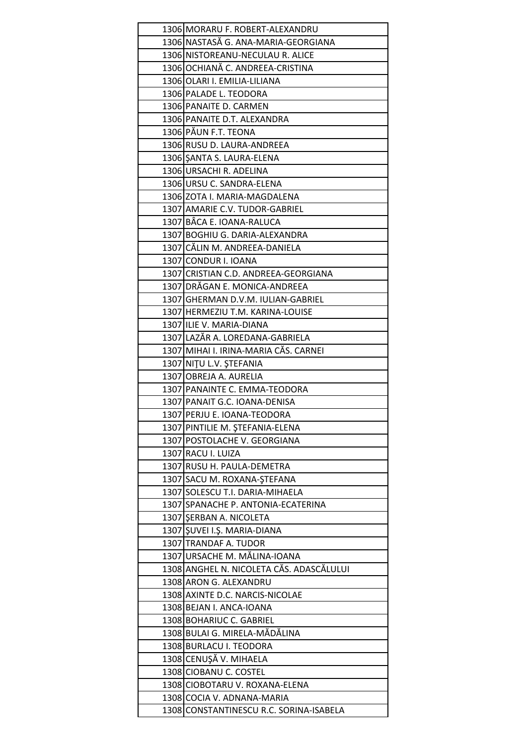| | | |
|---|---|---|
| | 1306 | MORARU F. ROBERT-ALEXANDRU |
| | 1306 | NASTASĂ G. ANA-MARIA-GEORGIANA |
| | 1306 | NISTOREANU-NECULAU R. ALICE |
| | 1306 | OCHIANĂ C. ANDREEA-CRISTINA |
| | 1306 | OLARI I. EMILIA-LILIANA |
| | 1306 | PALADE L. TEODORA |
| | 1306 | PANAITE D. CARMEN |
| | 1306 | PANAITE D.T. ALEXANDRA |
| | 1306 | PĂUN F.T. TEONA |
| | 1306 | RUSU D. LAURA-ANDREEA |
| | 1306 | ŞANTA S. LAURA-ELENA |
| | 1306 | URSACHI R. ADELINA |
| | 1306 | URSU C. SANDRA-ELENA |
| | 1306 | ZOTA I. MARIA-MAGDALENA |
| | 1307 | AMARIE C.V. TUDOR-GABRIEL |
| | 1307 | BÂCA E. IOANA-RALUCA |
| | 1307 | BOGHIU G. DARIA-ALEXANDRA |
| | 1307 | CĂLIN M. ANDREEA-DANIELA |
| | 1307 | CONDUR I. IOANA |
| | 1307 | CRISTIAN C.D. ANDREEA-GEORGIANA |
| | 1307 | DRĂGAN E. MONICA-ANDREEA |
| | 1307 | GHERMAN D.V.M. IULIAN-GABRIEL |
| | 1307 | HERMEZIU T.M. KARINA-LOUISE |
| | 1307 | ILIE V. MARIA-DIANA |
| | 1307 | LAZĂR A. LOREDANA-GABRIELA |
| | 1307 | MIHAI I. IRINA-MARIA CĂS. CARNEI |
| | 1307 | NIŢU L.V. ŞTEFANIA |
| | 1307 | OBREJA A. AURELIA |
| | 1307 | PANAINTE C. EMMA-TEODORA |
| | 1307 | PANAIT G.C. IOANA-DENISA |
| | 1307 | PERJU E. IOANA-TEODORA |
| | 1307 | PINTILIE M. ŞTEFANIA-ELENA |
| | 1307 | POSTOLACHE V. GEORGIANA |
| | 1307 | RACU I. LUIZA |
| | 1307 | RUSU H. PAULA-DEMETRA |
| | 1307 | SACU M. ROXANA-ŞTEFANA |
| | 1307 | SOLESCU T.I. DARIA-MIHAELA |
| | 1307 | SPANACHE P. ANTONIA-ECATERINA |
| | 1307 | ŞERBAN A. NICOLETA |
| | 1307 | ŞUVEI I.Ş. MARIA-DIANA |
| | 1307 | TRANDAF A. TUDOR |
| | 1307 | URSACHE M. MĂLINA-IOANA |
| | 1308 | ANGHEL N. NICOLETA CĂS. ADASCĂLULUI |
| | 1308 | ARON G. ALEXANDRU |
| | 1308 | AXINTE D.C. NARCIS-NICOLAE |
| | 1308 | BEJAN I. ANCA-IOANA |
| | 1308 | BOHARIUC C. GABRIEL |
| | 1308 | BULAI G. MIRELA-MĂDĂLINA |
| | 1308 | BURLACU I. TEODORA |
| | 1308 | CENUŞĂ V. MIHAELA |
| | 1308 | CIOBANU C. COSTEL |
| | 1308 | CIOBOTARU V. ROXANA-ELENA |
| | 1308 | COCIA V. ADNANA-MARIA |
| | 1308 | CONSTANTINESCU R.C. SORINA-ISABELA |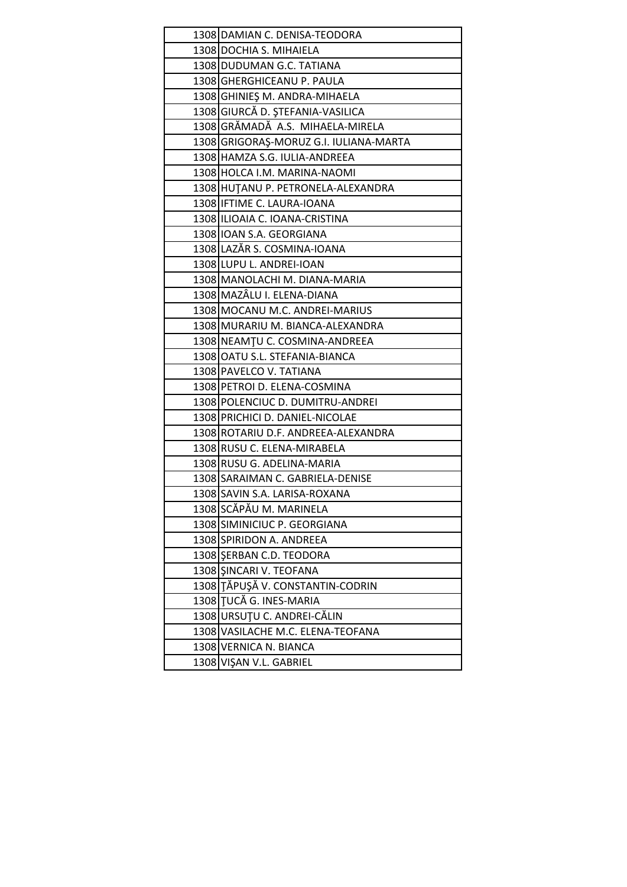| | |
|---|---|
| 1308 | DAMIAN C. DENISA-TEODORA |
| 1308 | DOCHIA S. MIHAIELA |
| 1308 | DUDUMAN G.C. TATIANA |
| 1308 | GHERGHICEANU P. PAULA |
| 1308 | GHINIEŞ M. ANDRA-MIHAELA |
| 1308 | GIURCĂ D. ŞTEFANIA-VASILICA |
| 1308 | GRĂMADĂ A.S. MIHAELA-MIRELA |
| 1308 | GRIGORAŞ-MORUZ G.I. IULIANA-MARTA |
| 1308 | HAMZA S.G. IULIA-ANDREEA |
| 1308 | HOLCA I.M. MARINA-NAOMI |
| 1308 | HUŢANU P. PETRONELA-ALEXANDRA |
| 1308 | IFTIME C. LAURA-IOANA |
| 1308 | ILIOAIA C. IOANA-CRISTINA |
| 1308 | IOAN S.A. GEORGIANA |
| 1308 | LAZĂR S. COSMINA-IOANA |
| 1308 | LUPU L. ANDREI-IOAN |
| 1308 | MANOLACHI M. DIANA-MARIA |
| 1308 | MAZÂLU I. ELENA-DIANA |
| 1308 | MOCANU M.C. ANDREI-MARIUS |
| 1308 | MURARIU M. BIANCA-ALEXANDRA |
| 1308 | NEAMŢU C. COSMINA-ANDREEA |
| 1308 | OATU S.L. STEFANIA-BIANCA |
| 1308 | PAVELCO V. TATIANA |
| 1308 | PETROI D. ELENA-COSMINA |
| 1308 | POLENCIUC D. DUMITRU-ANDREI |
| 1308 | PRICHICI D. DANIEL-NICOLAE |
| 1308 | ROTARIU D.F. ANDREEA-ALEXANDRA |
| 1308 | RUSU C. ELENA-MIRABELA |
| 1308 | RUSU G. ADELINA-MARIA |
| 1308 | SARAIMAN C. GABRIELA-DENISE |
| 1308 | SAVIN S.A. LARISA-ROXANA |
| 1308 | SCĂPĂU M. MARINELA |
| 1308 | SIMINICIUC P. GEORGIANA |
| 1308 | SPIRIDON A. ANDREEA |
| 1308 | ŞERBAN C.D. TEODORA |
| 1308 | ŞINCARI V. TEOFANA |
| 1308 | ŢĂPUŞĂ V. CONSTANTIN-CODRIN |
| 1308 | ŢUCĂ G. INES-MARIA |
| 1308 | URSUŢU C. ANDREI-CĂLIN |
| 1308 | VASILACHE M.C. ELENA-TEOFANA |
| 1308 | VERNICA N. BIANCA |
| 1308 | VIŞAN V.L. GABRIEL |